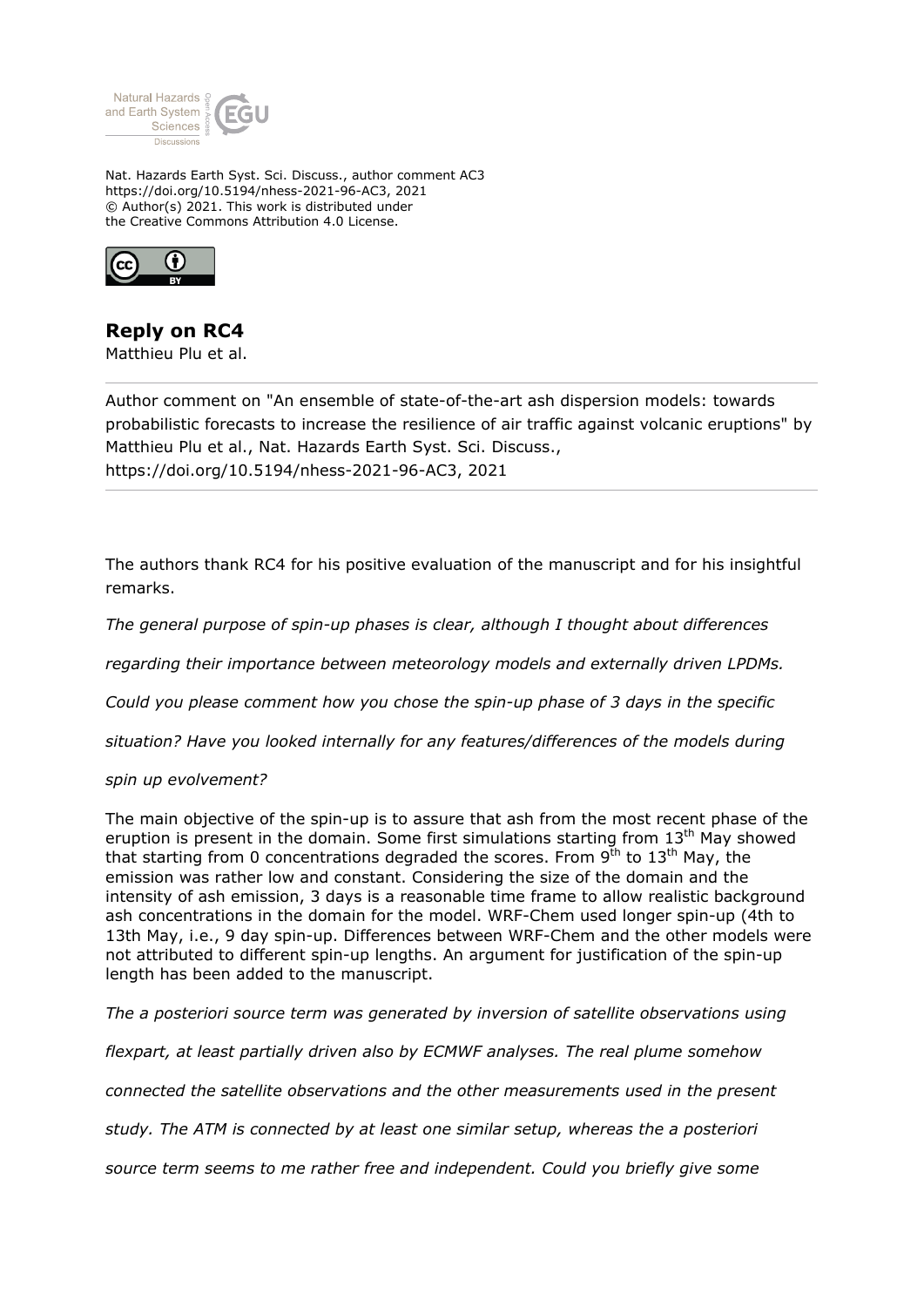Nat. Hazards Earth Syst. Sci. Discuss., author comment AC3
https://doi.org/10.5194/nhess-2021-96-AC3, 2021
© Author(s) 2021. This work is distributed under
the Creative Commons Attribution 4.0 License.

# Reply on RC4

Matthieu Plu et al.

---

Author comment on "An ensemble of state-of-the-art ash dispersion models: towards probabilistic forecasts to increase the resilience of air traffic against volcanic eruptions" by Matthieu Plu et al., Nat. Hazards Earth Syst. Sci. Discuss., https://doi.org/10.5194/nhess-2021-96-AC3, 2021

---

The authors thank RC4 for his positive evaluation of the manuscript and for his insightful remarks.

*The general purpose of spin-up phases is clear, although I thought about differences*

*regarding their importance between meteorology models and externally driven LPDMs.*

*Could you please comment how you chose the spin-up phase of 3 days in the specific*

*situation? Have you looked internally for any features/differences of the models during*

*spin up evolvement?*

The main objective of the spin-up is to assure that ash from the most recent phase of the eruption is present in the domain. Some first simulations starting from 13$^{th}$ May showed that starting from 0 concentrations degraded the scores. From 9$^{th}$ to 13$^{th}$ May, the emission was rather low and constant. Considering the size of the domain and the intensity of ash emission, 3 days is a reasonable time frame to allow realistic background ash concentrations in the domain for the model. WRF-Chem used longer spin-up (4th to 13th May, i.e., 9 day spin-up. Differences between WRF-Chem and the other models were not attributed to different spin-up lengths. An argument for justification of the spin-up length has been added to the manuscript.

*The a posteriori source term was generated by inversion of satellite observations using*

*flexpart, at least partially driven also by ECMWF analyses. The real plume somehow*

*connected the satellite observations and the other measurements used in the present*

*study. The ATM is connected by at least one similar setup, whereas the a posteriori*

*source term seems to me rather free and independent. Could you briefly give some*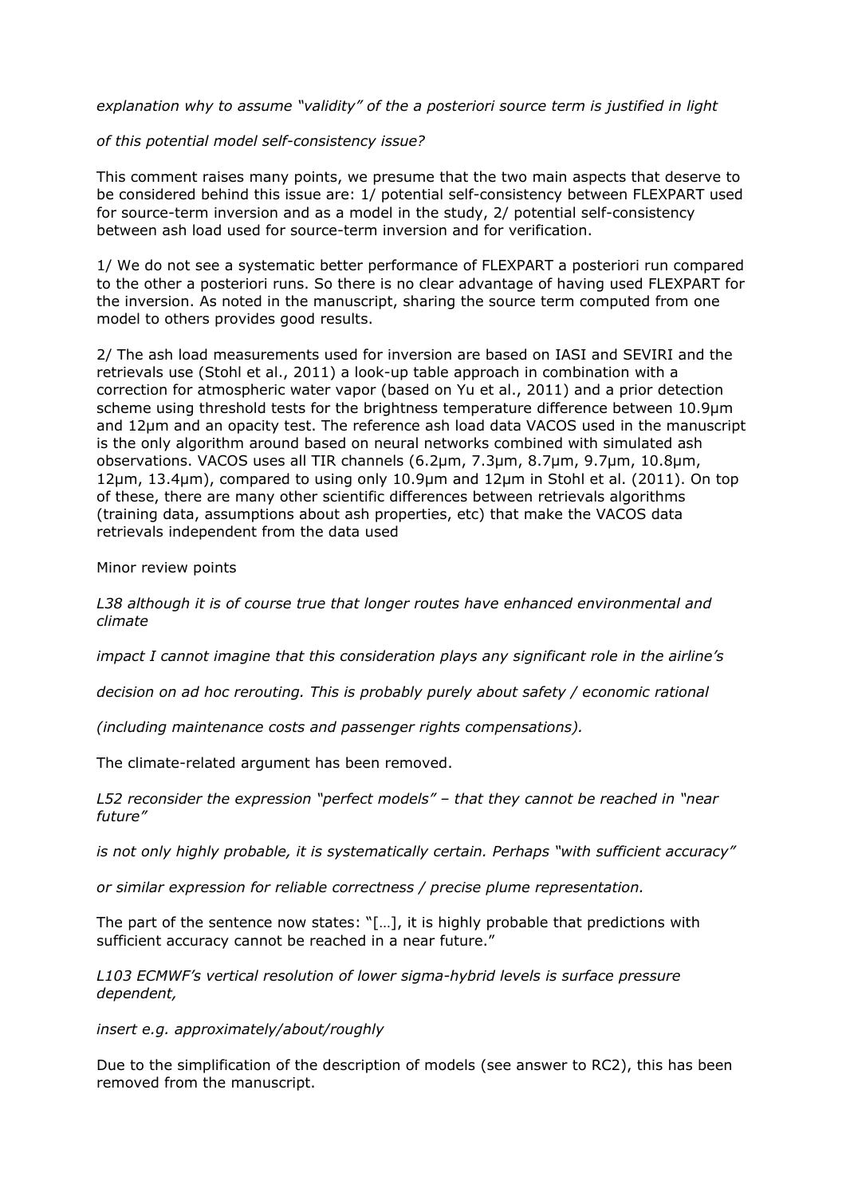*explanation why to assume "validity" of the a posteriori source term is justified in light of this potential model self-consistency issue?*

This comment raises many points, we presume that the two main aspects that deserve to be considered behind this issue are: 1/ potential self-consistency between FLEXPART used for source-term inversion and as a model in the study, 2/ potential self-consistency between ash load used for source-term inversion and for verification.

1/ We do not see a systematic better performance of FLEXPART a posteriori run compared to the other a posteriori runs. So there is no clear advantage of having used FLEXPART for the inversion. As noted in the manuscript, sharing the source term computed from one model to others provides good results.

2/ The ash load measurements used for inversion are based on IASI and SEVIRI and the retrievals use (Stohl et al., 2011) a look-up table approach in combination with a correction for atmospheric water vapor (based on Yu et al., 2011) and a prior detection scheme using threshold tests for the brightness temperature difference between 10.9µm and 12µm and an opacity test. The reference ash load data VACOS used in the manuscript is the only algorithm around based on neural networks combined with simulated ash observations. VACOS uses all TIR channels (6.2µm, 7.3µm, 8.7µm, 9.7µm, 10.8µm, 12µm, 13.4µm), compared to using only 10.9µm and 12µm in Stohl et al. (2011). On top of these, there are many other scientific differences between retrievals algorithms (training data, assumptions about ash properties, etc) that make the VACOS data retrievals independent from the data used

Minor review points

*L38 although it is of course true that longer routes have enhanced environmental and climate impact I cannot imagine that this consideration plays any significant role in the airline's decision on ad hoc rerouting. This is probably purely about safety / economic rational (including maintenance costs and passenger rights compensations).*

The climate-related argument has been removed.

*L52 reconsider the expression "perfect models" – that they cannot be reached in "near future" is not only highly probable, it is systematically certain. Perhaps "with sufficient accuracy" or similar expression for reliable correctness / precise plume representation.*

The part of the sentence now states: "[…], it is highly probable that predictions with sufficient accuracy cannot be reached in a near future."

*L103 ECMWF's vertical resolution of lower sigma-hybrid levels is surface pressure dependent, insert e.g. approximately/about/roughly*

Due to the simplification of the description of models (see answer to RC2), this has been removed from the manuscript.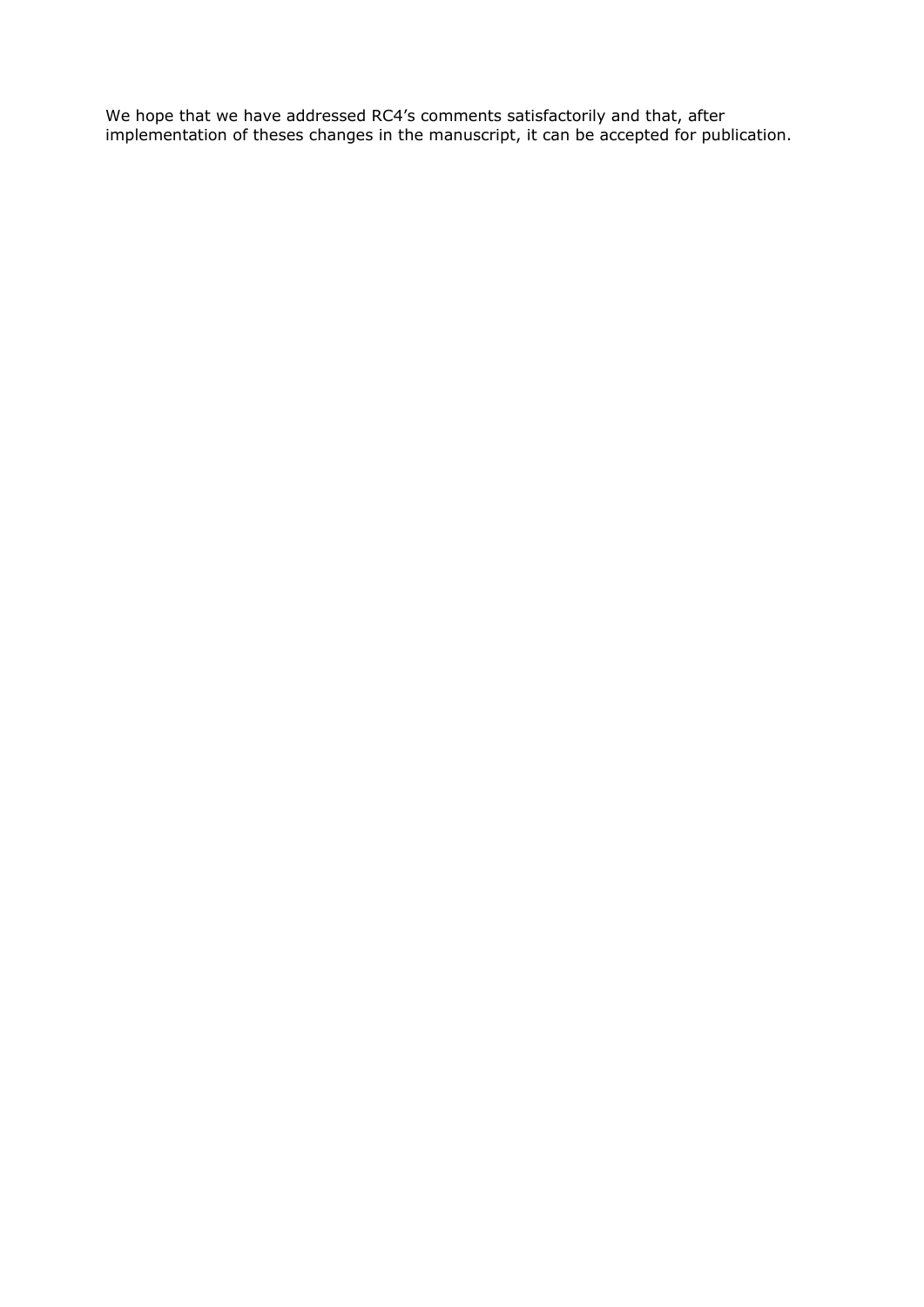We hope that we have addressed RC4's comments satisfactorily and that, after implementation of theses changes in the manuscript, it can be accepted for publication.